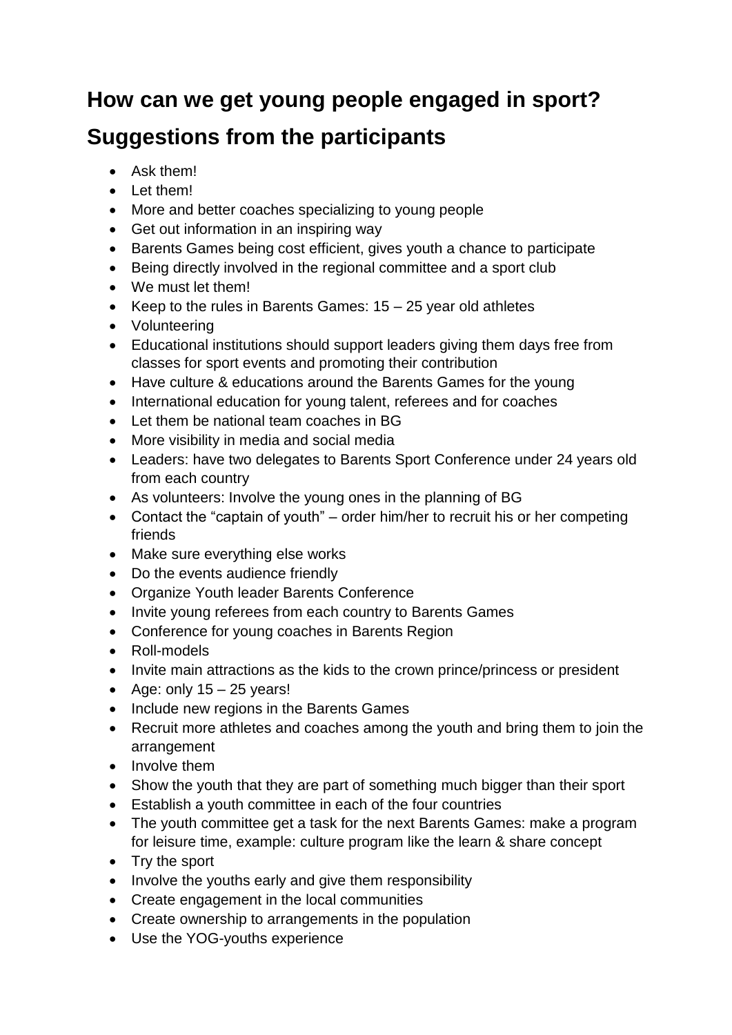## How can we get young people engaged in sport?

## Suggestions from the participants

- Ask them!
- Let them!
- More and better coaches specializing to young people
- Get out information in an inspiring way
- Barents Games being cost efficient, gives youth a chance to participate
- Being directly involved in the regional committee and a sport club
- We must let them!
- Keep to the rules in Barents Games: 15 – 25 year old athletes
- Volunteering
- Educational institutions should support leaders giving them days free from classes for sport events and promoting their contribution
- Have culture & educations around the Barents Games for the young
- International education for young talent, referees and for coaches
- Let them be national team coaches in BG
- More visibility in media and social media
- Leaders: have two delegates to Barents Sport Conference under 24 years old from each country
- As volunteers: Involve the young ones in the planning of BG
- Contact the "captain of youth" – order him/her to recruit his or her competing friends
- Make sure everything else works
- Do the events audience friendly
- Organize Youth leader Barents Conference
- Invite young referees from each country to Barents Games
- Conference for young coaches in Barents Region
- Roll-models
- Invite main attractions as the kids to the crown prince/princess or president
- Age: only 15 – 25 years!
- Include new regions in the Barents Games
- Recruit more athletes and coaches among the youth and bring them to join the arrangement
- Involve them
- Show the youth that they are part of something much bigger than their sport
- Establish a youth committee in each of the four countries
- The youth committee get a task for the next Barents Games: make a program for leisure time, example: culture program like the learn & share concept
- Try the sport
- Involve the youths early and give them responsibility
- Create engagement in the local communities
- Create ownership to arrangements in the population
- Use the YOG-youths experience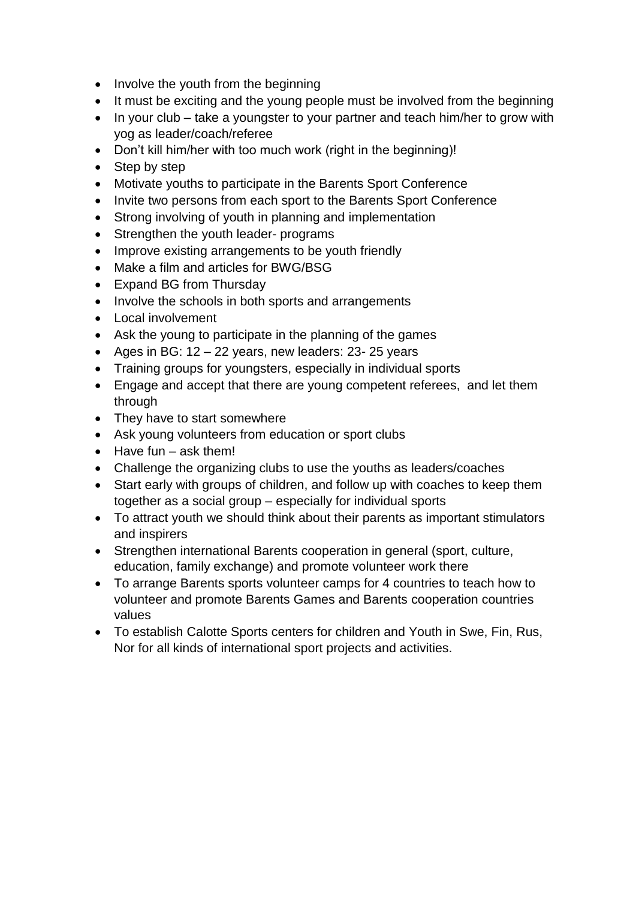- Involve the youth from the beginning
- It must be exciting and the young people must be involved from the beginning
- In your club – take a youngster to your partner and teach him/her to grow with yog as leader/coach/referee
- Don't kill him/her with too much work (right in the beginning)!
- Step by step
- Motivate youths to participate in the Barents Sport Conference
- Invite two persons from each sport to the Barents Sport Conference
- Strong involving of youth in planning and implementation
- Strengthen the youth leader- programs
- Improve existing arrangements to be youth friendly
- Make a film and articles for BWG/BSG
- Expand BG from Thursday
- Involve the schools in both sports and arrangements
- Local involvement
- Ask the young to participate in the planning of the games
- Ages in BG: 12 – 22 years, new leaders: 23- 25 years
- Training groups for youngsters, especially in individual sports
- Engage and accept that there are young competent referees, and let them through
- They have to start somewhere
- Ask young volunteers from education or sport clubs
- Have fun – ask them!
- Challenge the organizing clubs to use the youths as leaders/coaches
- Start early with groups of children, and follow up with coaches to keep them together as a social group – especially for individual sports
- To attract youth we should think about their parents as important stimulators and inspirers
- Strengthen international Barents cooperation in general (sport, culture, education, family exchange) and promote volunteer work there
- To arrange Barents sports volunteer camps for 4 countries to teach how to volunteer and promote Barents Games and Barents cooperation countries values
- To establish Calotte Sports centers for children and Youth in Swe, Fin, Rus, Nor for all kinds of international sport projects and activities.